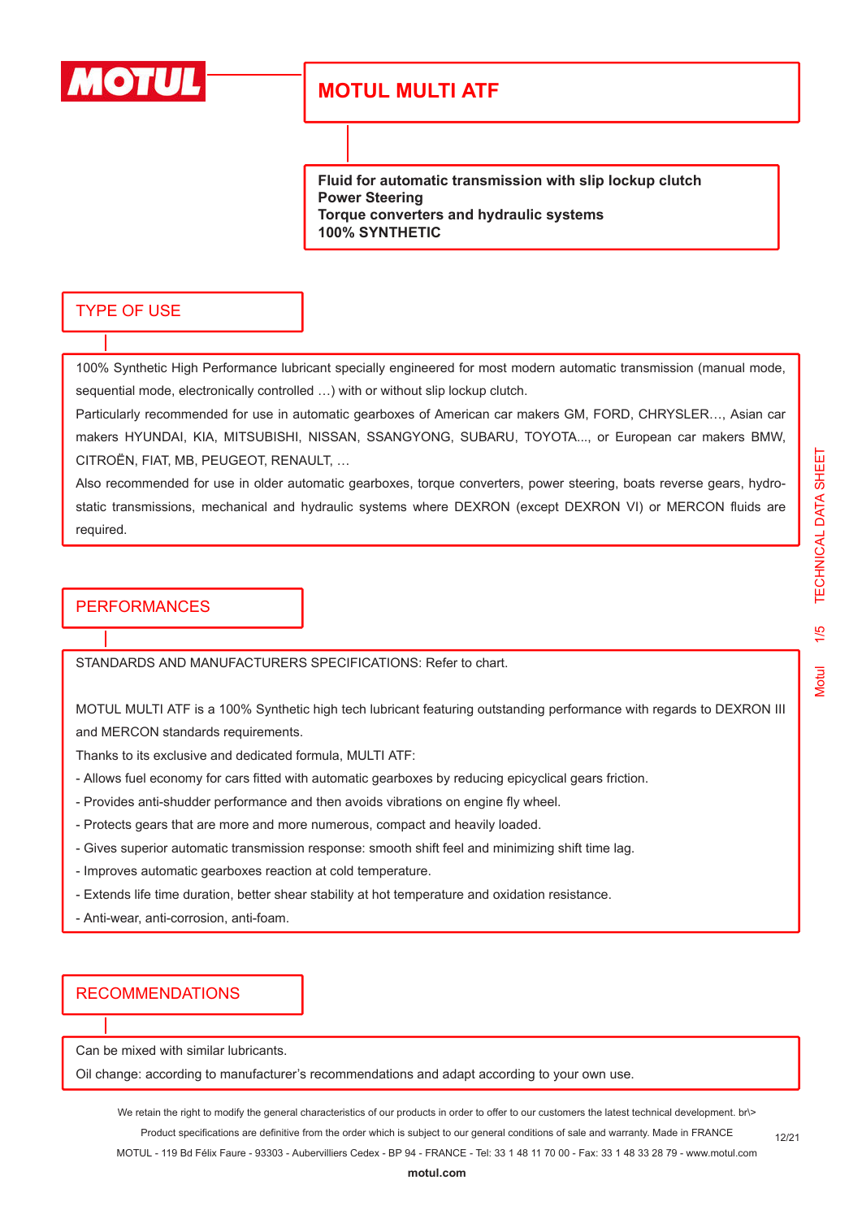# MOTUL MULTI ATF

**Fluid for automatic transmission with slip lockup clutch**
**Power Steering**
**Torque converters and hydraulic systems**
**100% SYNTHETIC**

## TYPE OF USE

100% Synthetic High Performance lubricant specially engineered for most modern automatic transmission (manual mode, sequential mode, electronically controlled …) with or without slip lockup clutch.

Particularly recommended for use in automatic gearboxes of American car makers GM, FORD, CHRYSLER…, Asian car makers HYUNDAI, KIA, MITSUBISHI, NISSAN, SSANGYONG, SUBARU, TOYOTA..., or European car makers BMW, CITROËN, FIAT, MB, PEUGEOT, RENAULT, …

Also recommended for use in older automatic gearboxes, torque converters, power steering, boats reverse gears, hydro-static transmissions, mechanical and hydraulic systems where DEXRON (except DEXRON VI) or MERCON fluids are required.

## PERFORMANCES

STANDARDS AND MANUFACTURERS SPECIFICATIONS: Refer to chart.

MOTUL MULTI ATF is a 100% Synthetic high tech lubricant featuring outstanding performance with regards to DEXRON III and MERCON standards requirements.

Thanks to its exclusive and dedicated formula, MULTI ATF:

- Allows fuel economy for cars fitted with automatic gearboxes by reducing epicyclical gears friction.
- Provides anti-shudder performance and then avoids vibrations on engine fly wheel.
- Protects gears that are more and more numerous, compact and heavily loaded.
- Gives superior automatic transmission response: smooth shift feel and minimizing shift time lag.
- Improves automatic gearboxes reaction at cold temperature.
- Extends life time duration, better shear stability at hot temperature and oxidation resistance.
- Anti-wear, anti-corrosion, anti-foam.

## RECOMMENDATIONS

Can be mixed with similar lubricants.

Oil change: according to manufacturer's recommendations and adapt according to your own use.

We retain the right to modify the general characteristics of our products in order to offer to our customers the latest technical development. br\>
Product specifications are definitive from the order which is subject to our general conditions of sale and warranty. Made in FRANCE
MOTUL - 119 Bd Félix Faure - 93303 - Aubervilliers Cedex - BP 94 - FRANCE - Tel: 33 1 48 11 70 00 - Fax: 33 1 48 33 28 79 - www.motul.com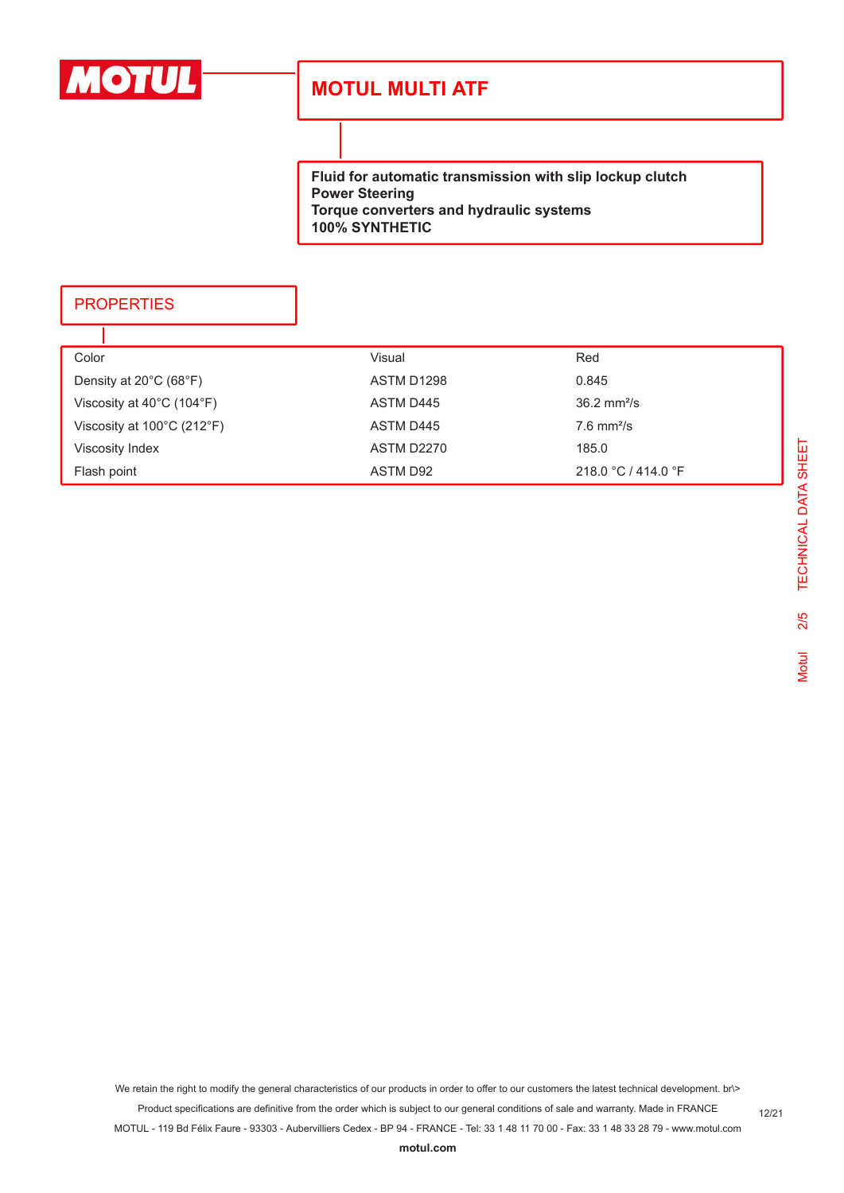# MOTUL MULTI ATF

**Fluid for automatic transmission with slip lockup clutch**
**Power Steering**
**Torque converters and hydraulic systems**
**100% SYNTHETIC**

## PROPERTIES

| | | |
|---|---|---|
| Color | Visual | Red |
| Density at 20°C (68°F) | ASTM D1298 | 0.845 |
| Viscosity at 40°C (104°F) | ASTM D445 | 36.2 $mm^2/s$ |
| Viscosity at 100°C (212°F) | ASTM D445 | 7.6 $mm^2/s$ |
| Viscosity Index | ASTM D2270 | 185.0 |
| Flash point | ASTM D92 | 218.0 °C / 414.0 °F |

We retain the right to modify the general characteristics of our products in order to offer to our customers the latest technical development. br\>
Product specifications are definitive from the order which is subject to our general conditions of sale and warranty. Made in FRANCE
MOTUL - 119 Bd Félix Faure - 93303 - Aubervilliers Cedex - BP 94 - FRANCE - Tel: 33 1 48 11 70 00 - Fax: 33 1 48 33 28 79 - www.motul.com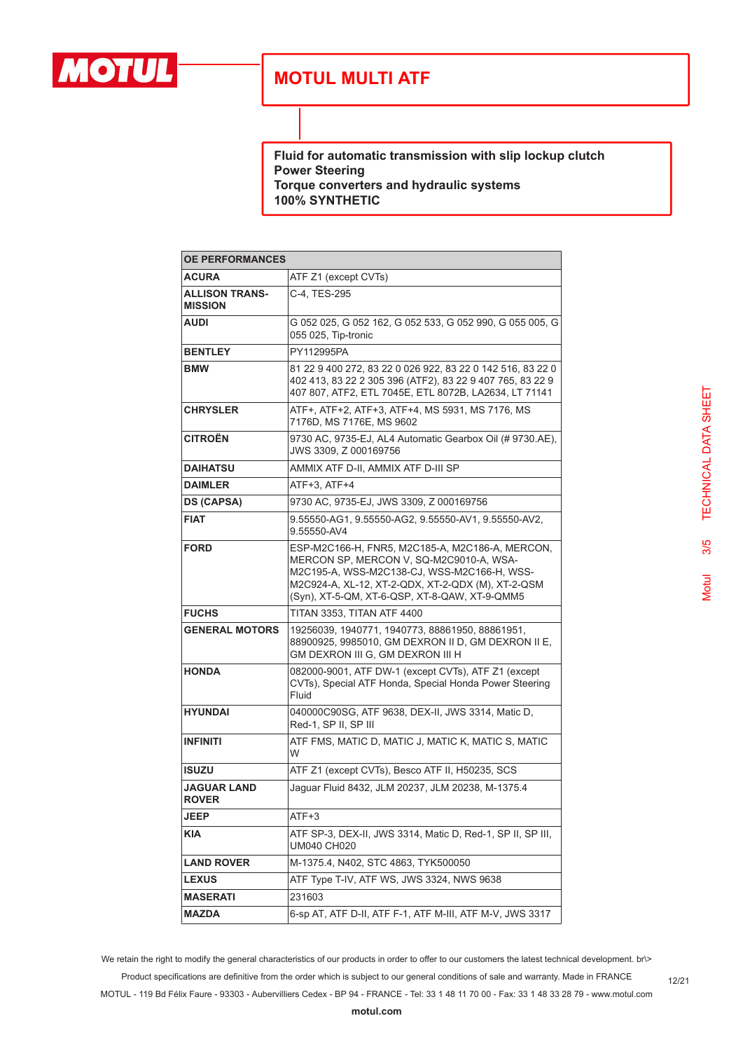# MOTUL MULTI ATF

**Fluid for automatic transmission with slip lockup clutch**
**Power Steering**
**Torque converters and hydraulic systems**
**100% SYNTHETIC**

| OE PERFORMANCES | |
|---|---|
| **ACURA** | ATF Z1 (except CVTs) |
| **ALLISON TRANS-MISSION** | C-4, TES-295 |
| **AUDI** | G 052 025, G 052 162, G 052 533, G 052 990, G 055 005, G 055 025, Tip-tronic |
| **BENTLEY** | PY112995PA |
| **BMW** | 81 22 9 400 272, 83 22 0 026 922, 83 22 0 142 516, 83 22 0 402 413, 83 22 2 305 396 (ATF2), 83 22 9 407 765, 83 22 9 407 807, ATF2, ETL 7045E, ETL 8072B, LA2634, LT 71141 |
| **CHRYSLER** | ATF+, ATF+2, ATF+3, ATF+4, MS 5931, MS 7176, MS 7176D, MS 7176E, MS 9602 |
| **CITROËN** | 9730 AC, 9735-EJ, AL4 Automatic Gearbox Oil (# 9730.AE), JWS 3309, Z 000169756 |
| **DAIHATSU** | AMMIX ATF D-II, AMMIX ATF D-III SP |
| **DAIMLER** | ATF+3, ATF+4 |
| **DS (CAPSA)** | 9730 AC, 9735-EJ, JWS 3309, Z 000169756 |
| **FIAT** | 9.55550-AG1, 9.55550-AG2, 9.55550-AV1, 9.55550-AV2, 9.55550-AV4 |
| **FORD** | ESP-M2C166-H, FNR5, M2C185-A, M2C186-A, MERCON, MERCON SP, MERCON V, SQ-M2C9010-A, WSA-M2C195-A, WSS-M2C138-CJ, WSS-M2C166-H, WSS-M2C924-A, XL-12, XT-2-QDX, XT-2-QDX (M), XT-2-QSM (Syn), XT-5-QM, XT-6-QSP, XT-8-QAW, XT-9-QMM5 |
| **FUCHS** | TITAN 3353, TITAN ATF 4400 |
| **GENERAL MOTORS** | 19256039, 1940771, 1940773, 88861950, 88861951, 88900925, 9985010, GM DEXRON II D, GM DEXRON II E, GM DEXRON III G, GM DEXRON III H |
| **HONDA** | 082000-9001, ATF DW-1 (except CVTs), ATF Z1 (except CVTs), Special ATF Honda, Special Honda Power Steering Fluid |
| **HYUNDAI** | 040000C90SG, ATF 9638, DEX-II, JWS 3314, Matic D, Red-1, SP II, SP III |
| **INFINITI** | ATF FMS, MATIC D, MATIC J, MATIC K, MATIC S, MATIC W |
| **ISUZU** | ATF Z1 (except CVTs), Besco ATF II, H50235, SCS |
| **JAGUAR LAND ROVER** | Jaguar Fluid 8432, JLM 20237, JLM 20238, M-1375.4 |
| **JEEP** | ATF+3 |
| **KIA** | ATF SP-3, DEX-II, JWS 3314, Matic D, Red-1, SP II, SP III, UM040 CH020 |
| **LAND ROVER** | M-1375.4, N402, STC 4863, TYK500050 |
| **LEXUS** | ATF Type T-IV, ATF WS, JWS 3324, NWS 9638 |
| **MASERATI** | 231603 |
| **MAZDA** | 6-sp AT, ATF D-II, ATF F-1, ATF M-III, ATF M-V, JWS 3317 |

We retain the right to modify the general characteristics of our products in order to offer to our customers the latest technical development. br\>
Product specifications are definitive from the order which is subject to our general conditions of sale and warranty. Made in FRANCE
MOTUL - 119 Bd Félix Faure - 93303 - Aubervilliers Cedex - BP 94 - FRANCE - Tel: 33 1 48 11 70 00 - Fax: 33 1 48 33 28 79 - www.motul.com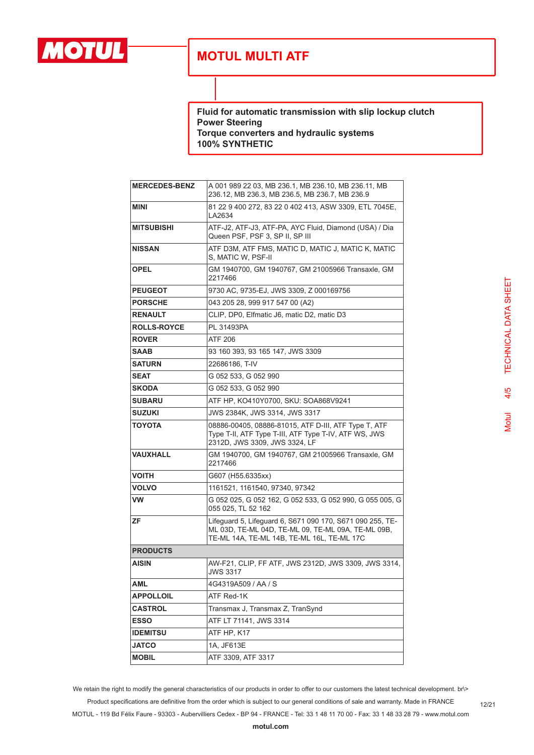# MOTUL MULTI ATF

**Fluid for automatic transmission with slip lockup clutch**
**Power Steering**
**Torque converters and hydraulic systems**
**100% SYNTHETIC**

| | |
|---|---|
| **MERCEDES-BENZ** | A 001 989 22 03, MB 236.1, MB 236.10, MB 236.11, MB 236.12, MB 236.3, MB 236.5, MB 236.7, MB 236.9 |
| **MINI** | 81 22 9 400 272, 83 22 0 402 413, ASW 3309, ETL 7045E, LA2634 |
| **MITSUBISHI** | ATF-J2, ATF-J3, ATF-PA, AYC Fluid, Diamond (USA) / Dia Queen PSF, PSF 3, SP II, SP III |
| **NISSAN** | ATF D3M, ATF FMS, MATIC D, MATIC J, MATIC K, MATIC S, MATIC W, PSF-II |
| **OPEL** | GM 1940700, GM 1940767, GM 21005966 Transaxle, GM 2217466 |
| **PEUGEOT** | 9730 AC, 9735-EJ, JWS 3309, Z 000169756 |
| **PORSCHE** | 043 205 28, 999 917 547 00 (A2) |
| **RENAULT** | CLIP, DP0, Elfmatic J6, matic D2, matic D3 |
| **ROLLS-ROYCE** | PL 31493PA |
| **ROVER** | ATF 206 |
| **SAAB** | 93 160 393, 93 165 147, JWS 3309 |
| **SATURN** | 22686186, T-IV |
| **SEAT** | G 052 533, G 052 990 |
| **SKODA** | G 052 533, G 052 990 |
| **SUBARU** | ATF HP, KO410Y0700, SKU: SOA868V9241 |
| **SUZUKI** | JWS 2384K, JWS 3314, JWS 3317 |
| **TOYOTA** | 08886-00405, 08886-81015, ATF D-III, ATF Type T, ATF Type T-II, ATF Type T-III, ATF Type T-IV, ATF WS, JWS 2312D, JWS 3309, JWS 3324, LF |
| **VAUXHALL** | GM 1940700, GM 1940767, GM 21005966 Transaxle, GM 2217466 |
| **VOITH** | G607 (H55.6335xx) |
| **VOLVO** | 1161521, 1161540, 97340, 97342 |
| **VW** | G 052 025, G 052 162, G 052 533, G 052 990, G 055 005, G 055 025, TL 52 162 |
| **ZF** | Lifeguard 5, Lifeguard 6, S671 090 170, S671 090 255, TE-ML 03D, TE-ML 04D, TE-ML 09, TE-ML 09A, TE-ML 09B, TE-ML 14A, TE-ML 14B, TE-ML 16L, TE-ML 17C |
| **PRODUCTS** | |
| **AISIN** | AW-F21, CLIP, FF ATF, JWS 2312D, JWS 3309, JWS 3314, JWS 3317 |
| **AML** | 4G4319A509 / AA / S |
| **APPOLLOIL** | ATF Red-1K |
| **CASTROL** | Transmax J, Transmax Z, TranSynd |
| **ESSO** | ATF LT 71141, JWS 3314 |
| **IDEMITSU** | ATF HP, K17 |
| **JATCO** | 1A, JF613E |
| **MOBIL** | ATF 3309, ATF 3317 |

We retain the right to modify the general characteristics of our products in order to offer to our customers the latest technical development. br\>
Product specifications are definitive from the order which is subject to our general conditions of sale and warranty. Made in FRANCE
MOTUL - 119 Bd Félix Faure - 93303 - Aubervilliers Cedex - BP 94 - FRANCE - Tel: 33 1 48 11 70 00 - Fax: 33 1 48 33 28 79 - www.motul.com

**motul.com**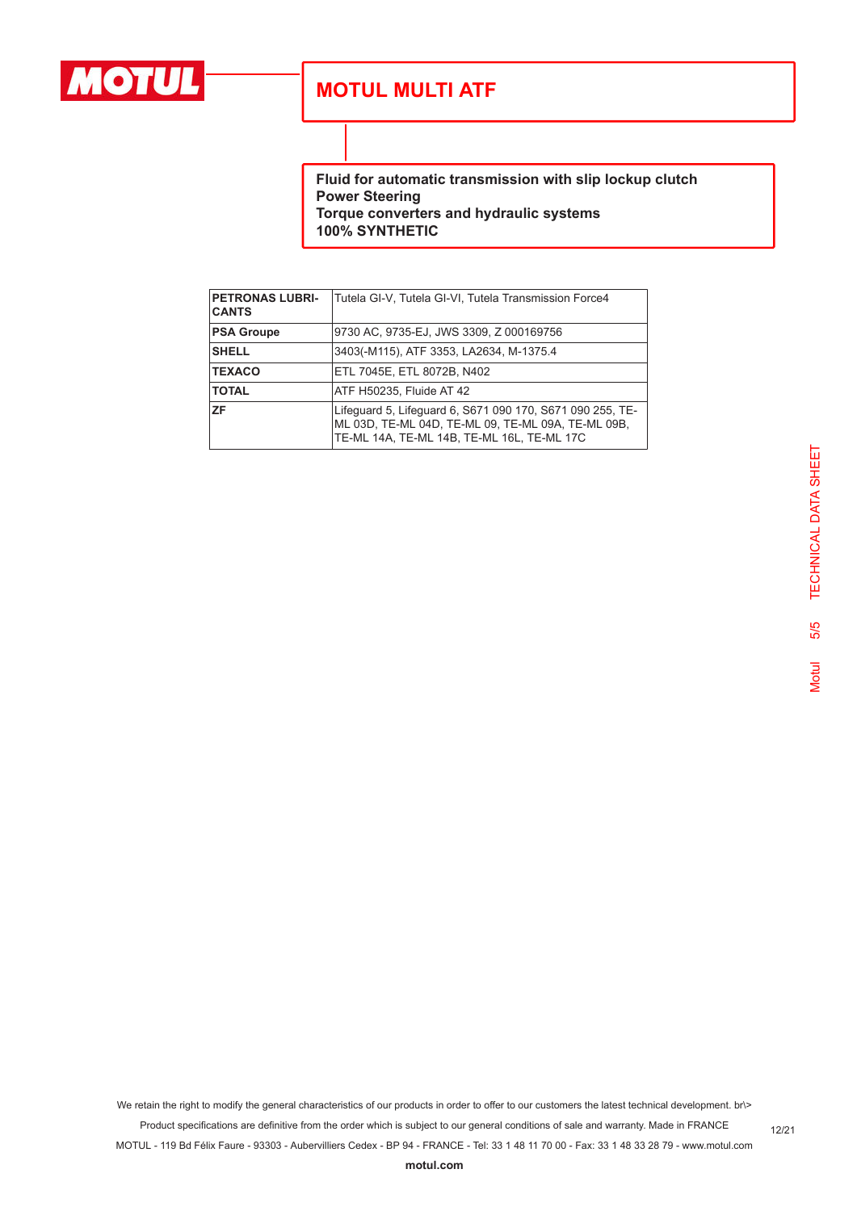# MOTUL MULTI ATF

**Fluid for automatic transmission with slip lockup clutch**
**Power Steering**
**Torque converters and hydraulic systems**
**100% SYNTHETIC**

| | |
|---|---|
| **PETRONAS LUBRICANTS** | Tutela GI-V, Tutela GI-VI, Tutela Transmission Force4 |
| **PSA Groupe** | 9730 AC, 9735-EJ, JWS 3309, Z 000169756 |
| **SHELL** | 3403(-M115), ATF 3353, LA2634, M-1375.4 |
| **TEXACO** | ETL 7045E, ETL 8072B, N402 |
| **TOTAL** | ATF H50235, Fluide AT 42 |
| **ZF** | Lifeguard 5, Lifeguard 6, S671 090 170, S671 090 255, TE-ML 03D, TE-ML 04D, TE-ML 09, TE-ML 09A, TE-ML 09B, TE-ML 14A, TE-ML 14B, TE-ML 16L, TE-ML 17C |

We retain the right to modify the general characteristics of our products in order to offer to our customers the latest technical development. br\>
Product specifications are definitive from the order which is subject to our general conditions of sale and warranty. Made in FRANCE
MOTUL - 119 Bd Félix Faure - 93303 - Aubervilliers Cedex - BP 94 - FRANCE - Tel: 33 1 48 11 70 00 - Fax: 33 1 48 33 28 79 - www.motul.com
**motul.com**